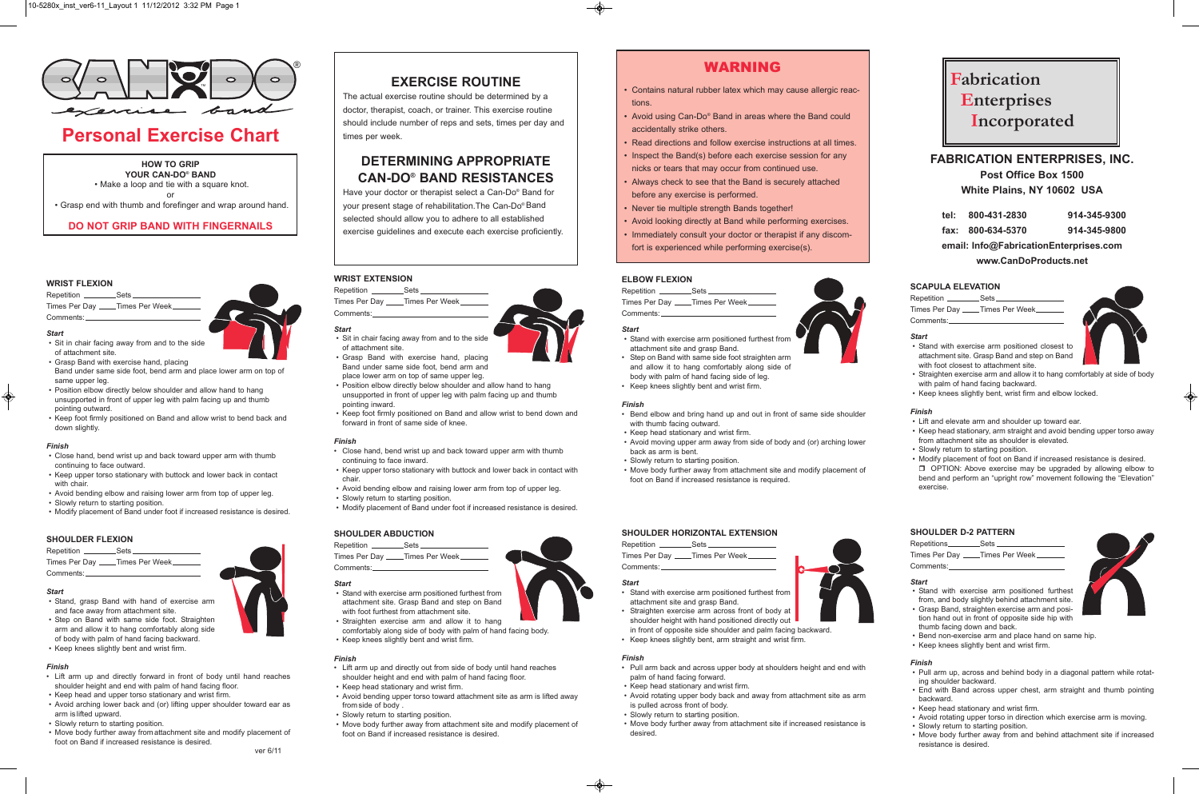# CAN-DO® exercise band

## Personal Exercise Chart

**HOW TO GRIP YOUR CAN-DO® BAND**

• Make a loop and tie with a square knot.

or

• Grasp end with thumb and forefinger and wrap around hand.

**DO NOT GRIP BAND WITH FINGERNAILS**

## EXERCISE ROUTINE

The actual exercise routine should be determined by a doctor, therapist, coach, or trainer. This exercise routine should include number of reps and sets, times per day and times per week.

## DETERMINING APPROPRIATE CAN-DO® BAND RESISTANCES

Have your doctor or therapist select a Can-Do® Band for your present stage of rehabilitation. The Can-Do® Band selected should allow you to adhere to all established exercise guidelines and execute each exercise proficiently.

## WARNING

- Contains natural rubber latex which may cause allergic reactions.
- Avoid using Can-Do® Band in areas where the Band could accidentally strike others.
- Read directions and follow exercise instructions at all times.
- Inspect the Band(s) before each exercise session for any nicks or tears that may occur from continued use.
- Always check to see that the Band is securely attached before any exercise is performed.
- Never tie multiple strength Bands together!
- Avoid looking directly at Band while performing exercises.
- Immediately consult your doctor or therapist if any discomfort is experienced while performing exercise(s).

**Fabrication Enterprises Incorporated**

**FABRICATION ENTERPRISES, INC.**
**Post Office Box 1500**
**White Plains, NY 10602 USA**

**tel: 800-431-2830 914-345-9300**
**fax: 800-634-5370 914-345-9800**
**email: Info@FabricationEnterprises.com**
**www.CanDoProducts.net**

### WRIST FLEXION

Repetition ________ Sets ________
Times Per Day ____ Times Per Week ______
Comments: ____________________

**Start**

- Sit in chair facing away from and to the side of attachment site.
- Grasp Band with exercise hand, placing Band under same side foot, bend arm and place lower arm on top of same upper leg.
- Position elbow directly below shoulder and allow hand to hang unsupported in front of upper leg with palm facing up and thumb pointing outward.
- Keep foot firmly positioned on Band and allow wrist to bend back and down slightly.

**Finish**

- Close hand, bend wrist up and back toward upper arm with thumb continuing to face outward.
- Keep upper torso stationary with buttock and lower back in contact with chair.
- Avoid bending elbow and raising lower arm from top of upper leg.
- Slowly return to starting position.
- Modify placement of Band under foot if increased resistance is desired.

### SHOULDER FLEXION

Repetition ________ Sets ________
Times Per Day ____ Times Per Week ______
Comments: ____________________

**Start**

- Stand, grasp Band with hand of exercise arm and face away from attachment site.
- Step on Band with same side foot. Straighten exercise arm and allow it to hang comfortably along side of body with palm of hand facing backward.
- Keep knees slightly bent and wrist firm.

**Finish**

- Lift arm up and directly forward in front of body until hand reaches shoulder height and end with palm of hand facing floor.
- Keep head and upper torso stationary and wrist firm.
- Avoid arching lower back and (or) lifting upper shoulder toward ear as arm is lifted upward.
- Slowly return to starting position.
- Move body further away from attachment site and modify placement of foot on Band if increased resistance is desired.

ver 6/11

### WRIST EXTENSION

Repetition ________ Sets ________
Times Per Day ____ Times Per Week ______
Comments: ____________________

**Start**

- Sit in chair facing away from and to the side of attachment site.
- Grasp Band with exercise hand, placing Band under same side foot, bend arm and place lower arm on top of same upper leg.
- Position elbow directly below shoulder and allow hand to hang unsupported in front of upper leg with palm facing up and thumb pointing inward.
- Keep foot firmly positioned on Band and allow wrist to bend down and forward in front of same side of knee.

**Finish**

- Close hand, bend wrist up and back toward upper arm with thumb continuing to face inward.
- Keep upper torso stationary with buttock and lower back in contact with chair.
- Avoid bending elbow and raising lower arm from top of upper leg.
- Slowly return to starting position.
- Modify placement of Band under foot if increased resistance is desired.

### SHOULDER ABDUCTION

Repetition ________ Sets ________
Times Per Day ____ Times Per Week ______
Comments: ____________________

**Start**

- Stand with exercise arm positioned furthest from attachment site. Grasp Band and step on Band with foot furthest from attachment site.
- Straighten exercise arm and allow it to hang comfortably along side of body with palm of hand facing body.
- Keep knees slightly bent and wrist firm.

**Finish**

- Lift arm up and directly out from side of body until hand reaches shoulder height and end with palm of hand facing floor.
- Keep head stationary and wrist firm.
- Avoid bending upper torso toward attachment site as arm is lifted away from side of body .
- Slowly return to starting position.
- Move body further away from attachment site and modify placement of foot on Band if increased resistance is desired.

### ELBOW FLEXION

Repetition ________ Sets ________
Times Per Day ____ Times Per Week ______
Comments: ____________________

**Start**

- Stand with exercise arm positioned furthest from attachment site and grasp Band.
- Step on Band with same side foot straighten arm and allow it to hang comfortably along side of body with palm of hand facing side of leg.
- Keep knees slightly bent and wrist firm.

**Finish**

- Bend elbow and bring hand up and out in front of same side shoulder with thumb facing outward.
- Keep head stationary and wrist firm.
- Avoid moving upper arm away from side of body and (or) arching lower back as arm is bent.
- Slowly return to starting position.
- Move body further away from attachment site and modify placement of foot on Band if increased resistance is required.

### SHOULDER HORIZONTAL EXTENSION

Repetition ________ Sets ________
Times Per Day ____ Times Per Week ______
Comments: ____________________

**Start**

- Stand with exercise arm positioned furthest from attachment site and grasp Band.
- Straighten exercise arm across front of body at shoulder height with hand positioned directly out in front of opposite side shoulder and palm facing backward.
- Keep knees slightly bent, arm straight and wrist firm.

**Finish**

- Pull arm back and across upper body at shoulders height and end with palm of hand facing forward.
- Keep head stationary and wrist firm.
- Avoid rotating upper body back and away from attachment site as arm is pulled across front of body.
- Slowly return to starting position.
- Move body further away from attachment site if increased resistance is desired.

### SCAPULA ELEVATION

Repetition ________ Sets ________
Times Per Day ____ Times Per Week ______
Comments: ____________________

**Start**

- Stand with exercise arm positioned closest to attachment site. Grasp Band and step on Band with foot closest to attachment site.
- Straighten exercise arm and allow it to hang comfortably at side of body with palm of hand facing backward.
- Keep knees slightly bent, wrist firm and elbow locked.

**Finish**

- Lift and elevate arm and shoulder up toward ear.
- Keep head stationary, arm straight and avoid bending upper torso away from attachment site as shoulder is elevated.
- Slowly return to starting position.
- Modify placement of foot on Band if increased resistance is desired.
  ❐ OPTION: Above exercise may be upgraded by allowing elbow to bend and perform an "upright row" movement following the "Elevation" exercise.

### SHOULDER D-2 PATTERN

Repetitions________ Sets ________
Times Per Day ____ Times Per Week ______
Comments: ____________________

**Start**

- Stand with exercise arm positioned furthest from, and body slightly behind attachment site.
- Grasp Band, straighten exercise arm and position hand out in front of opposite side hip with thumb facing down and back.
- Bend non-exercise arm and place hand on same hip.
- Keep knees slightly bent and wrist firm.

**Finish**

- Pull arm up, across and behind body in a diagonal pattern while rotating shoulder backward.
- End with Band across upper chest, arm straight and thumb pointing backward.
- Keep head stationary and wrist firm.
- Avoid rotating upper torso in direction which exercise arm is moving.
- Slowly return to starting position.
- Move body further away from and behind attachment site if increased resistance is desired.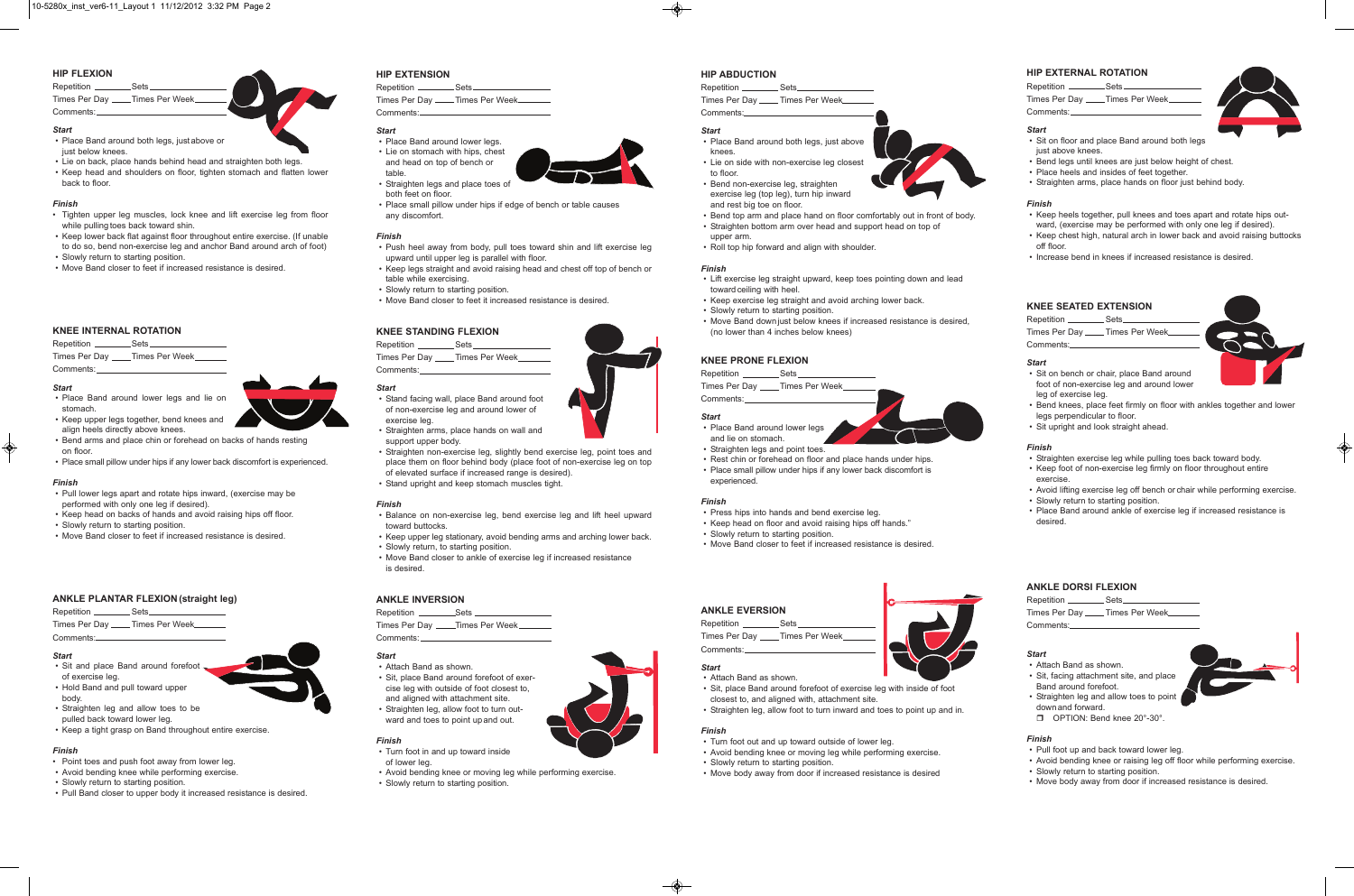## HIP FLEXION

Repetition ________ Sets ________

Times Per Day ____ Times Per Week ______

Comments: ________

*Start*

- Place Band around both legs, just above or just below knees.
- Lie on back, place hands behind head and straighten both legs.
- Keep head and shoulders on floor, tighten stomach and flatten lower back to floor.

*Finish*

- Tighten upper leg muscles, lock knee and lift exercise leg from floor while pulling toes back toward shin.
- Keep lower back flat against floor throughout entire exercise. (If unable to do so, bend non-exercise leg and anchor Band around arch of foot)
- Slowly return to starting position.
- Move Band closer to feet if increased resistance is desired.

## KNEE INTERNAL ROTATION

Repetition ________ Sets ________

Times Per Day ____ Times Per Week ______

Comments: ________

*Start*

- Place Band around lower legs and lie on stomach.
- Keep upper legs together, bend knees and align heels directly above knees.
- Bend arms and place chin or forehead on backs of hands resting on floor.
- Place small pillow under hips if any lower back discomfort is experienced.

*Finish*

- Pull lower legs apart and rotate hips inward, (exercise may be performed with only one leg if desired).
- Keep head on backs of hands and avoid raising hips off floor.
- Slowly return to starting position.
- Move Band closer to feet if increased resistance is desired.

## ANKLE PLANTAR FLEXION (straight leg)

Repetition ________ Sets ________

Times Per Day ____ Times Per Week ______

Comments: ________

*Start*

- Sit and place Band around forefoot of exercise leg.
- Hold Band and pull toward upper body.
- Straighten leg and allow toes to be pulled back toward lower leg.
- Keep a tight grasp on Band throughout entire exercise.

*Finish*

- Point toes and push foot away from lower leg.
- Avoid bending knee while performing exercise.
- Slowly return to starting position.
- Pull Band closer to upper body it increased resistance is desired.

## HIP EXTENSION

Repetition ________ Sets ________

Times Per Day ____ Times Per Week ______

Comments: ________

*Start*

- Place Band around lower legs.
- Lie on stomach with hips, chest and head on top of bench or table.
- Straighten legs and place toes of both feet on floor.
- Place small pillow under hips if edge of bench or table causes any discomfort.

*Finish*

- Push heel away from body, pull toes toward shin and lift exercise leg upward until upper leg is parallel with floor.
- Keep legs straight and avoid raising head and chest off top of bench or table while exercising.
- Slowly return to starting position.
- Move Band closer to feet it increased resistance is desired.

## KNEE STANDING FLEXION

Repetition ________ Sets ________

Times Per Day ____ Times Per Week ______

Comments: ________

*Start*

- Stand facing wall, place Band around foot of non-exercise leg and around lower of exercise leg.
- Straighten arms, place hands on wall and support upper body.
- Straighten non-exercise leg, slightly bend exercise leg, point toes and place them on floor behind body (place foot of non-exercise leg on top of elevated surface if increased range is desired).
- Stand upright and keep stomach muscles tight.

*Finish*

- Balance on non-exercise leg, bend exercise leg and lift heel upward toward buttocks.
- Keep upper leg stationary, avoid bending arms and arching lower back.
- Slowly return, to starting position.
- Move Band closer to ankle of exercise leg if increased resistance is desired.

## ANKLE INVERSION

Repetition ________ Sets ________

Times Per Day ____ Times Per Week ______

Comments: ________

*Start*

- Attach Band as shown.
- Sit, place Band around forefoot of exercise leg with outside of foot closest to, and aligned with attachment site.
- Straighten leg, allow foot to turn outward and toes to point up and out.

*Finish*

- Turn foot in and up toward inside of lower leg.
- Avoid bending knee or moving leg while performing exercise.
- Slowly return to starting position.

## HIP ABDUCTION

Repetition ________ Sets ________

Times Per Day ____ Times Per Week ______

Comments: ________

*Start*

- Place Band around both legs, just above knees.
- Lie on side with non-exercise leg closest to floor.
- Bend non-exercise leg, straighten exercise leg (top leg), turn hip inward and rest big toe on floor.
- Bend top arm and place hand on floor comfortably out in front of body.
- Straighten bottom arm over head and support head on top of upper arm.
- Roll top hip forward and align with shoulder.

*Finish*

- Lift exercise leg straight upward, keep toes pointing down and lead toward ceiling with heel.
- Keep exercise leg straight and avoid arching lower back.
- Slowly return to starting position.
- Move Band down just below knees if increased resistance is desired, (no lower than 4 inches below knees)

## KNEE PRONE FLEXION

Repetition ________ Sets ________

Times Per Day ____ Times Per Week ______

Comments: ________

*Start*

- Place Band around lower legs and lie on stomach.
- Straighten legs and point toes.
- Rest chin or forehead on floor and place hands under hips.
- Place small pillow under hips if any lower back discomfort is experienced.

*Finish*

- Press hips into hands and bend exercise leg.
- Keep head on floor and avoid raising hips off hands."
- Slowly return to starting position.
- Move Band closer to feet if increased resistance is desired.

## ANKLE EVERSION

Repetition ________ Sets ________

Times Per Day ____ Times Per Week ______

Comments: ________

*Start*

- Attach Band as shown.
- Sit, place Band around forefoot of exercise leg with inside of foot closest to, and aligned with, attachment site.
- Straighten leg, allow foot to turn inward and toes to point up and in.

*Finish*

- Turn foot out and up toward outside of lower leg.
- Avoid bending knee or moving leg while performing exercise.
- Slowly return to starting position.
- Move body away from door if increased resistance is desired

## HIP EXTERNAL ROTATION

Repetition ________ Sets ________

Times Per Day ____ Times Per Week ______

Comments: ________

*Start*

- Sit on floor and place Band around both legs just above knees.
- Bend legs until knees are just below height of chest.
- Place heels and insides of feet together.
- Straighten arms, place hands on floor just behind body.

*Finish*

- Keep heels together, pull knees and toes apart and rotate hips outward, (exercise may be performed with only one leg if desired).
- Keep chest high, natural arch in lower back and avoid raising buttocks off floor.
- Increase bend in knees if increased resistance is desired.

## KNEE SEATED EXTENSION

Repetition ________ Sets ________

Times Per Day ____ Times Per Week ______

Comments: ________

*Start*

- Sit on bench or chair, place Band around foot of non-exercise leg and around lower leg of exercise leg.
- Bend knees, place feet firmly on floor with ankles together and lower legs perpendicular to floor.
- Sit upright and look straight ahead.

*Finish*

- Straighten exercise leg while pulling toes back toward body.
- Keep foot of non-exercise leg firmly on floor throughout entire exercise.
- Avoid lifting exercise leg off bench or chair while performing exercise.
- Slowly return to starting position.
- Place Band around ankle of exercise leg if increased resistance is desired.

## ANKLE DORSI FLEXION

Repetition ________ Sets ________

Times Per Day ____ Times Per Week ______

Comments: ________

*Start*

- Attach Band as shown.
- Sit, facing attachment site, and place Band around forefoot.
- Straighten leg and allow toes to point down and forward.
  - ❒ OPTION: Bend knee 20°-30°.

*Finish*

- Pull foot up and back toward lower leg.
- Avoid bending knee or raising leg off floor while performing exercise.
- Slowly return to starting position.
- Move body away from door if increased resistance is desired.